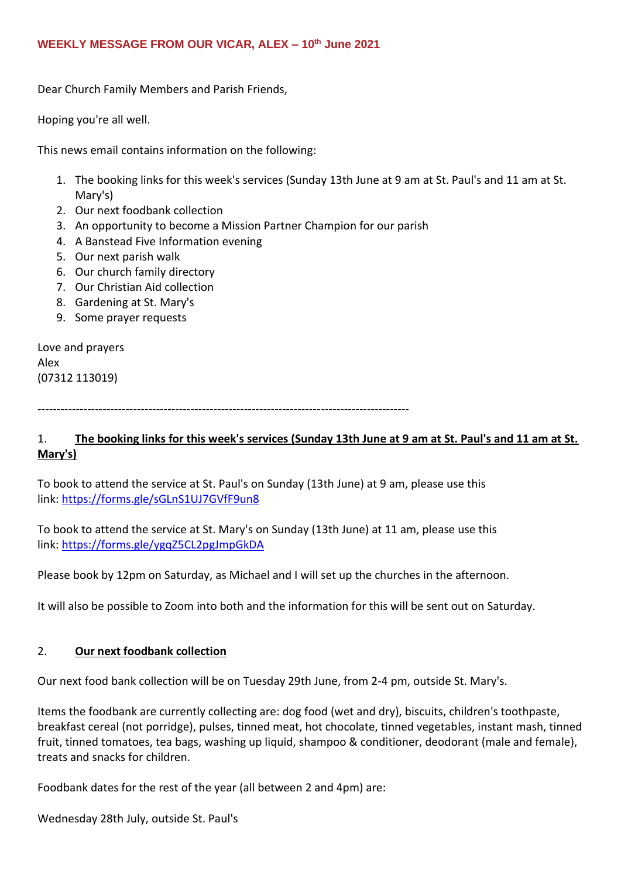**WEEKLY MESSAGE FROM OUR VICAR, ALEX – 10th June 2021**

Dear Church Family Members and Parish Friends,

Hoping you're all well.

This news email contains information on the following:

1. The booking links for this week's services (Sunday 13th June at 9 am at St. Paul's and 11 am at St. Mary's)
2. Our next foodbank collection
3. An opportunity to become a Mission Partner Champion for our parish
4. A Banstead Five Information evening
5. Our next parish walk
6. Our church family directory
7. Our Christian Aid collection
8. Gardening at St. Mary's
9. Some prayer requests

Love and prayers
Alex
(07312 113019)

---

1. **The booking links for this week's services (Sunday 13th June at 9 am at St. Paul's and 11 am at St. Mary's)**

To book to attend the service at St. Paul's on Sunday (13th June) at 9 am, please use this link: https://forms.gle/sGLnS1UJ7GVfF9un8

To book to attend the service at St. Mary's on Sunday (13th June) at 11 am, please use this link: https://forms.gle/ygqZ5CL2pgJmpGkDA

Please book by 12pm on Saturday, as Michael and I will set up the churches in the afternoon.

It will also be possible to Zoom into both and the information for this will be sent out on Saturday.

2. **Our next foodbank collection**

Our next food bank collection will be on Tuesday 29th June, from 2-4 pm, outside St. Mary's.

Items the foodbank are currently collecting are: dog food (wet and dry), biscuits, children's toothpaste, breakfast cereal (not porridge), pulses, tinned meat, hot chocolate, tinned vegetables, instant mash, tinned fruit, tinned tomatoes, tea bags, washing up liquid, shampoo & conditioner, deodorant (male and female), treats and snacks for children.

Foodbank dates for the rest of the year (all between 2 and 4pm) are:

Wednesday 28th July, outside St. Paul's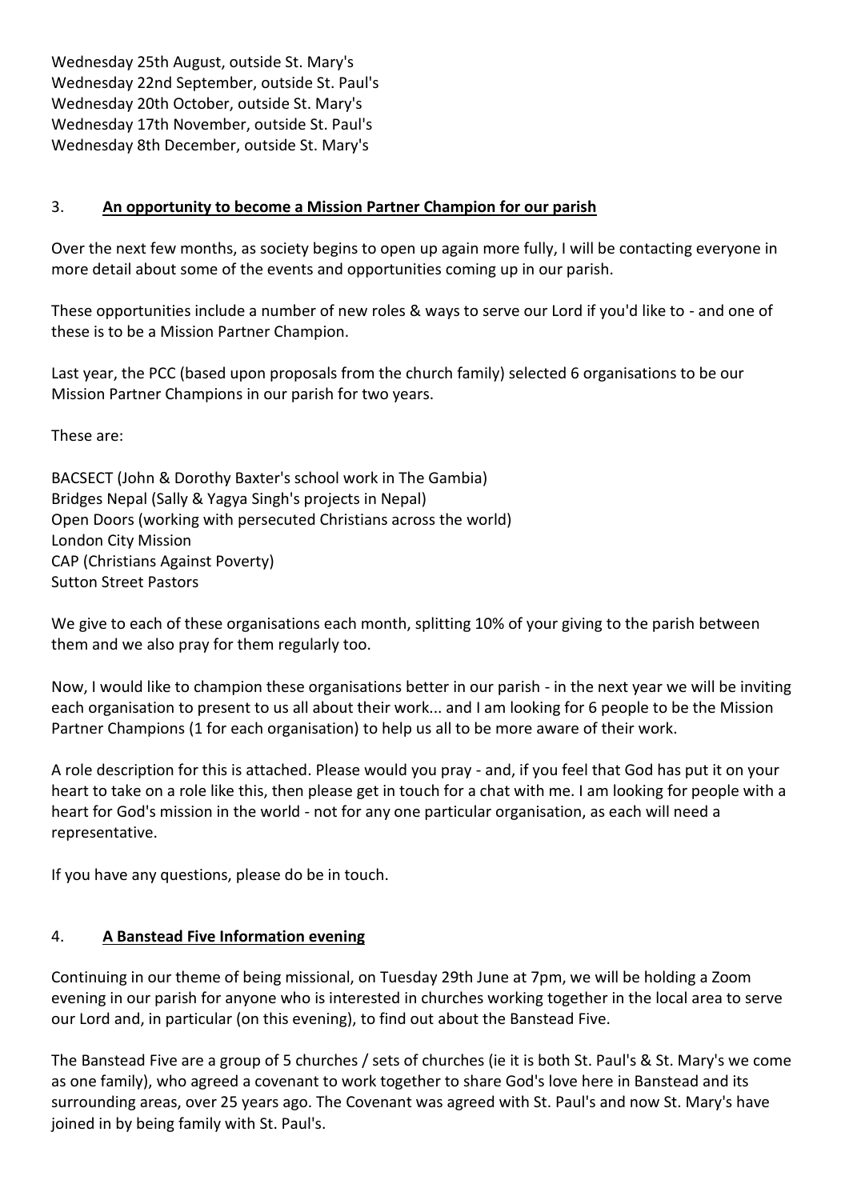Wednesday 25th August, outside St. Mary's
Wednesday 22nd September, outside St. Paul's
Wednesday 20th October, outside St. Mary's
Wednesday 17th November, outside St. Paul's
Wednesday 8th December, outside St. Mary's

## 3. **An opportunity to become a Mission Partner Champion for our parish**

Over the next few months, as society begins to open up again more fully, I will be contacting everyone in more detail about some of the events and opportunities coming up in our parish.

These opportunities include a number of new roles & ways to serve our Lord if you'd like to - and one of these is to be a Mission Partner Champion.

Last year, the PCC (based upon proposals from the church family) selected 6 organisations to be our Mission Partner Champions in our parish for two years.

These are:

BACSECT (John & Dorothy Baxter's school work in The Gambia)
Bridges Nepal (Sally & Yagya Singh's projects in Nepal)
Open Doors (working with persecuted Christians across the world)
London City Mission
CAP (Christians Against Poverty)
Sutton Street Pastors

We give to each of these organisations each month, splitting 10% of your giving to the parish between them and we also pray for them regularly too.

Now, I would like to champion these organisations better in our parish - in the next year we will be inviting each organisation to present to us all about their work... and I am looking for 6 people to be the Mission Partner Champions (1 for each organisation) to help us all to be more aware of their work.

A role description for this is attached. Please would you pray - and, if you feel that God has put it on your heart to take on a role like this, then please get in touch for a chat with me. I am looking for people with a heart for God's mission in the world - not for any one particular organisation, as each will need a representative.

If you have any questions, please do be in touch.

## 4. **A Banstead Five Information evening**

Continuing in our theme of being missional, on Tuesday 29th June at 7pm, we will be holding a Zoom evening in our parish for anyone who is interested in churches working together in the local area to serve our Lord and, in particular (on this evening), to find out about the Banstead Five.

The Banstead Five are a group of 5 churches / sets of churches (ie it is both St. Paul's & St. Mary's we come as one family), who agreed a covenant to work together to share God's love here in Banstead and its surrounding areas, over 25 years ago. The Covenant was agreed with St. Paul's and now St. Mary's have joined in by being family with St. Paul's.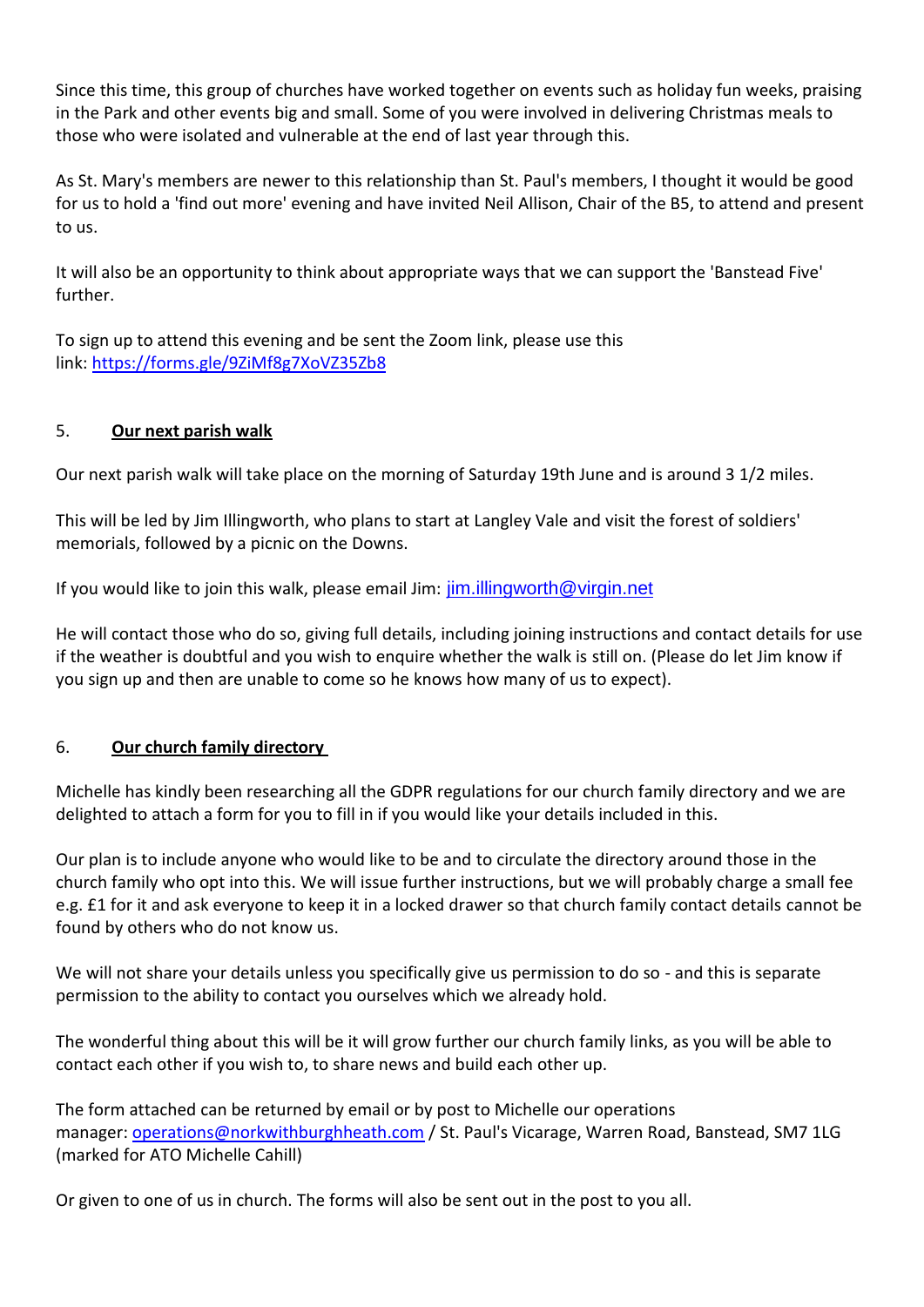Since this time, this group of churches have worked together on events such as holiday fun weeks, praising in the Park and other events big and small. Some of you were involved in delivering Christmas meals to those who were isolated and vulnerable at the end of last year through this.

As St. Mary's members are newer to this relationship than St. Paul's members, I thought it would be good for us to hold a 'find out more' evening and have invited Neil Allison, Chair of the B5, to attend and present to us.

It will also be an opportunity to think about appropriate ways that we can support the 'Banstead Five' further.

To sign up to attend this evening and be sent the Zoom link, please use this link: [https://forms.gle/9ZiMf8g7XoVZ35Zb8](https://forms.gle/9ZiMf8g7XoVZ35Zb8)

## 5. **Our next parish walk**

Our next parish walk will take place on the morning of Saturday 19th June and is around 3 1/2 miles.

This will be led by Jim Illingworth, who plans to start at Langley Vale and visit the forest of soldiers' memorials, followed by a picnic on the Downs.

If you would like to join this walk, please email Jim: [jim.illingworth@virgin.net](mailto:jim.illingworth@virgin.net)

He will contact those who do so, giving full details, including joining instructions and contact details for use if the weather is doubtful and you wish to enquire whether the walk is still on. (Please do let Jim know if you sign up and then are unable to come so he knows how many of us to expect).

## 6. **Our church family directory**

Michelle has kindly been researching all the GDPR regulations for our church family directory and we are delighted to attach a form for you to fill in if you would like your details included in this.

Our plan is to include anyone who would like to be and to circulate the directory around those in the church family who opt into this. We will issue further instructions, but we will probably charge a small fee e.g. £1 for it and ask everyone to keep it in a locked drawer so that church family contact details cannot be found by others who do not know us.

We will not share your details unless you specifically give us permission to do so - and this is separate permission to the ability to contact you ourselves which we already hold.

The wonderful thing about this will be it will grow further our church family links, as you will be able to contact each other if you wish to, to share news and build each other up.

The form attached can be returned by email or by post to Michelle our operations manager: [operations@norkwithburghheath.com](mailto:operations@norkwithburghheath.com) / St. Paul's Vicarage, Warren Road, Banstead, SM7 1LG (marked for ATO Michelle Cahill)

Or given to one of us in church. The forms will also be sent out in the post to you all.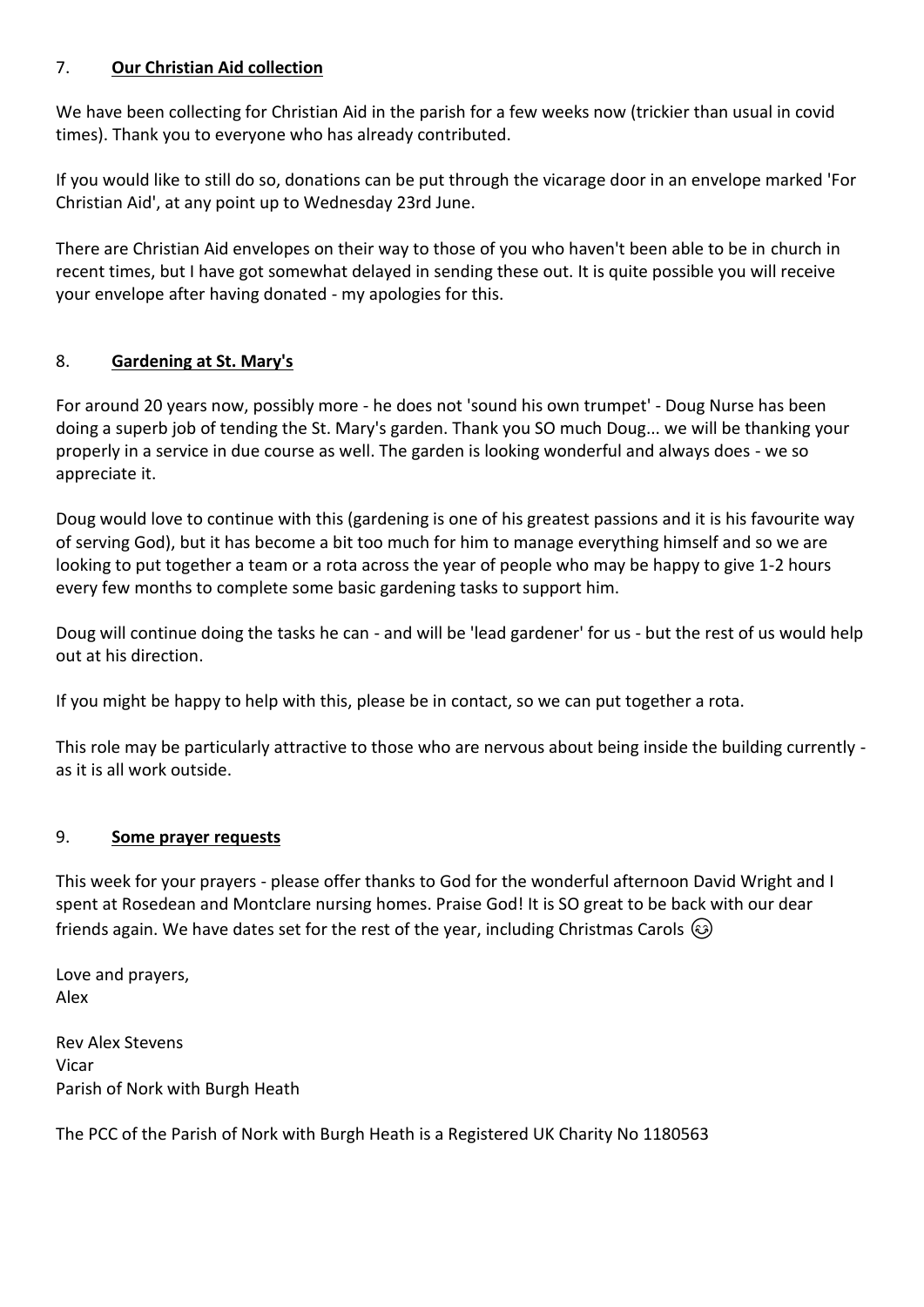## 7. **Our Christian Aid collection**

We have been collecting for Christian Aid in the parish for a few weeks now (trickier than usual in covid times). Thank you to everyone who has already contributed.

If you would like to still do so, donations can be put through the vicarage door in an envelope marked 'For Christian Aid', at any point up to Wednesday 23rd June.

There are Christian Aid envelopes on their way to those of you who haven't been able to be in church in recent times, but I have got somewhat delayed in sending these out. It is quite possible you will receive your envelope after having donated - my apologies for this.

## 8. **Gardening at St. Mary's**

For around 20 years now, possibly more - he does not 'sound his own trumpet' - Doug Nurse has been doing a superb job of tending the St. Mary's garden. Thank you SO much Doug... we will be thanking your properly in a service in due course as well. The garden is looking wonderful and always does - we so appreciate it.

Doug would love to continue with this (gardening is one of his greatest passions and it is his favourite way of serving God), but it has become a bit too much for him to manage everything himself and so we are looking to put together a team or a rota across the year of people who may be happy to give 1-2 hours every few months to complete some basic gardening tasks to support him.

Doug will continue doing the tasks he can - and will be 'lead gardener' for us - but the rest of us would help out at his direction.

If you might be happy to help with this, please be in contact, so we can put together a rota.

This role may be particularly attractive to those who are nervous about being inside the building currently - as it is all work outside.

## 9. **Some prayer requests**

This week for your prayers - please offer thanks to God for the wonderful afternoon David Wright and I spent at Rosedean and Montclare nursing homes. Praise God! It is SO great to be back with our dear friends again. We have dates set for the rest of the year, including Christmas Carols 😉

Love and prayers,
Alex

Rev Alex Stevens
Vicar
Parish of Nork with Burgh Heath

The PCC of the Parish of Nork with Burgh Heath is a Registered UK Charity No 1180563